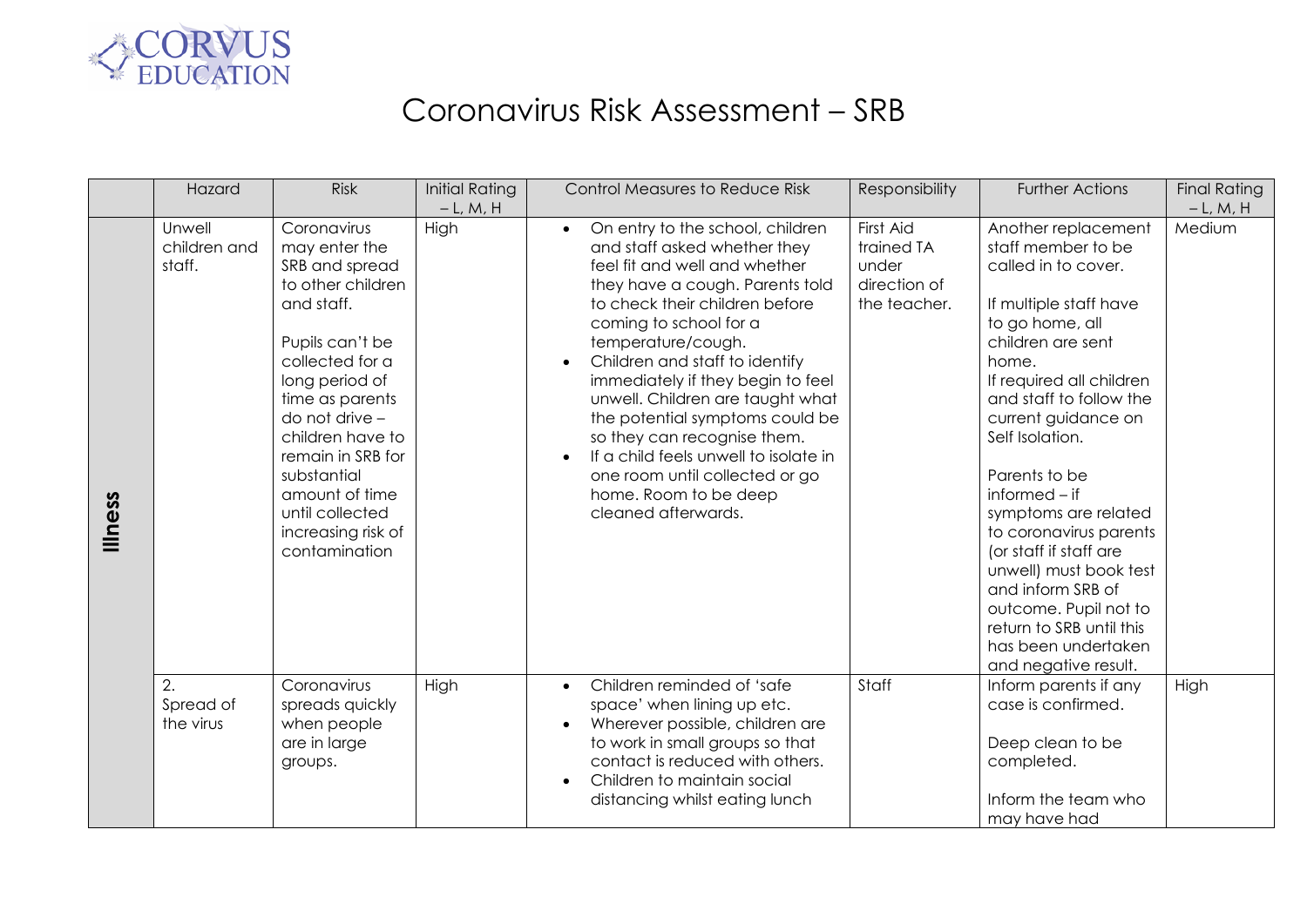CORVUS EDUCATION

# Coronavirus Risk Assessment – SRB

| | Hazard | Risk | Initial Rating – L, M, H | Control Measures to Reduce Risk | Responsibility | Further Actions | Final Rating – L, M, H |
|---|---|---|---|---|---|---|---|
| **Illness** | Unwell children and staff. | Coronavirus may enter the SRB and spread to other children and staff.<br><br>Pupils can't be collected for a long period of time as parents do not drive – children have to remain in SRB for substantial amount of time until collected increasing risk of contamination | High | • On entry to the school, children and staff asked whether they feel fit and well and whether they have a cough. Parents told to check their children before coming to school for a temperature/cough.<br>• Children and staff to identify immediately if they begin to feel unwell. Children are taught what the potential symptoms could be so they can recognise them.<br>• If a child feels unwell to isolate in one room until collected or go home. Room to be deep cleaned afterwards. | First Aid trained TA under direction of the teacher. | Another replacement staff member to be called in to cover.<br><br>If multiple staff have to go home, all children are sent home.<br>If required all children and staff to follow the current guidance on Self Isolation.<br><br>Parents to be informed – if symptoms are related to coronavirus parents (or staff if staff are unwell) must book test and inform SRB of outcome. Pupil not to return to SRB until this has been undertaken and negative result. | Medium |
| | 2. Spread of the virus | Coronavirus spreads quickly when people are in large groups. | High | • Children reminded of 'safe space' when lining up etc.<br>• Wherever possible, children are to work in small groups so that contact is reduced with others.<br>• Children to maintain social distancing whilst eating lunch | Staff | Inform parents if any case is confirmed.<br><br>Deep clean to be completed.<br><br>Inform the team who may have had | High |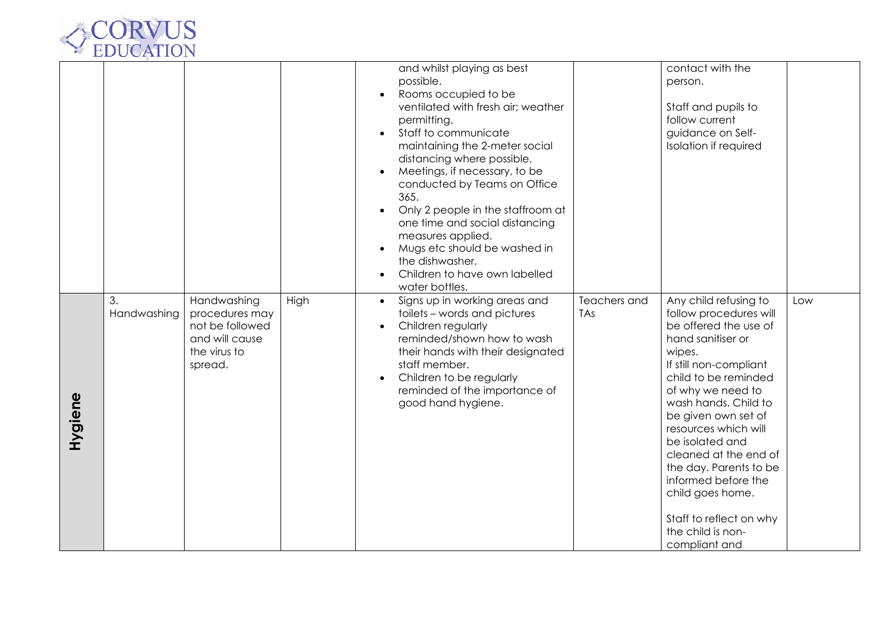| | | | | | | | |
|---|---|---|---|---|---|---|---|
| | | | | and whilst playing as best possible.<br>• Rooms occupied to be ventilated with fresh air; weather permitting.<br>• Staff to communicate maintaining the 2-meter social distancing where possible.<br>• Meetings, if necessary, to be conducted by Teams on Office 365.<br>• Only 2 people in the staffroom at one time and social distancing measures applied.<br>• Mugs etc should be washed in the dishwasher.<br>• Children to have own labelled water bottles. | | contact with the person.<br><br>Staff and pupils to follow current guidance on Self-Isolation if required | |
| **Hygiene** | 3. Handwashing | Handwashing procedures may not be followed and will cause the virus to spread. | High | • Signs up in working areas and toilets – words and pictures<br>• Children regularly reminded/shown how to wash their hands with their designated staff member.<br>• Children to be regularly reminded of the importance of good hand hygiene. | Teachers and TAs | Any child refusing to follow procedures will be offered the use of hand sanitiser or wipes.<br>If still non-compliant child to be reminded of why we need to wash hands. Child to be given own set of resources which will be isolated and cleaned at the end of the day. Parents to be informed before the child goes home.<br><br>Staff to reflect on why the child is non-compliant and | Low |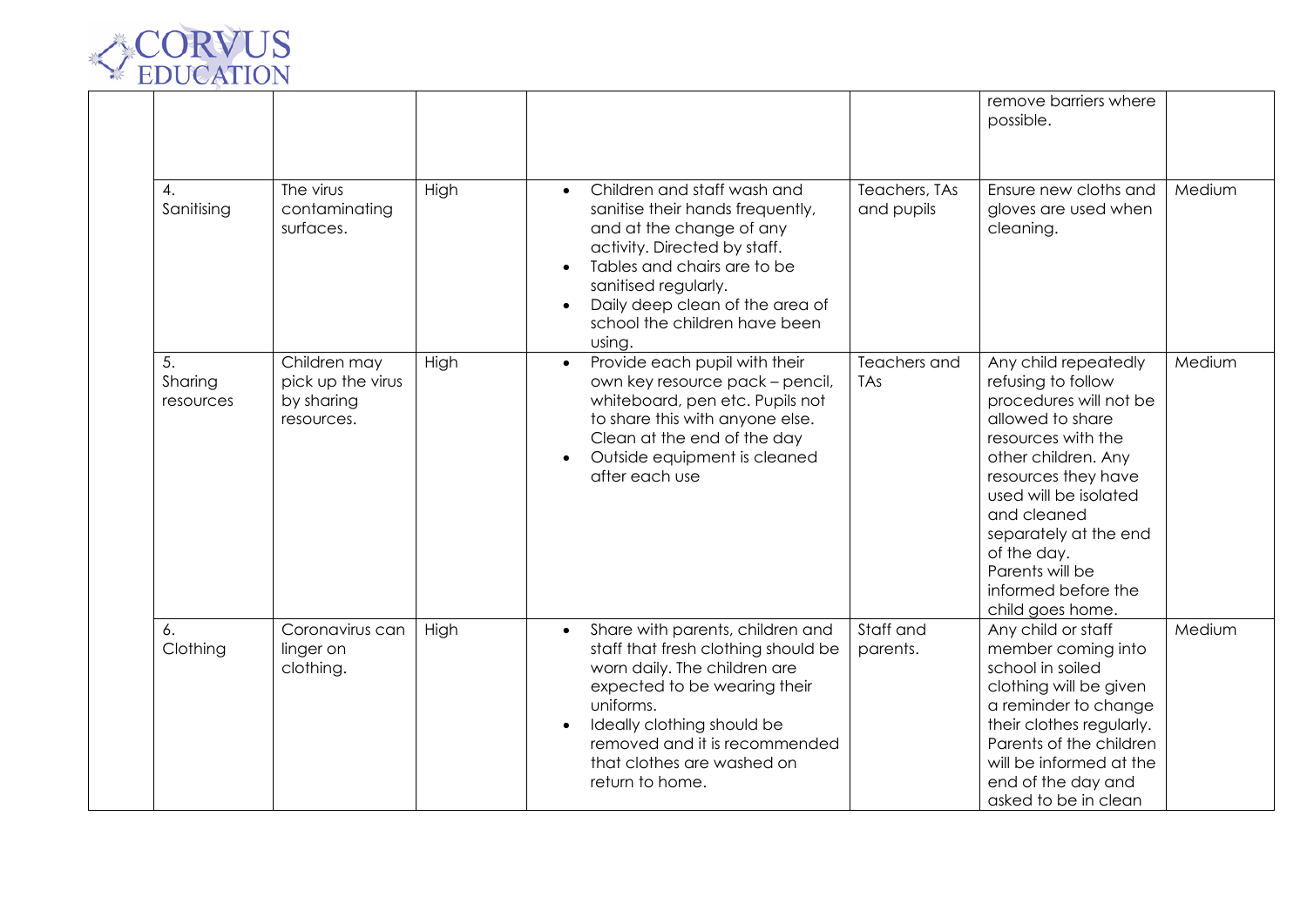| | | | | | | |
|---|---|---|---|---|---|---|
| | | | | | remove barriers where possible. | |
| 4. Sanitising | The virus contaminating surfaces. | High | • Children and staff wash and sanitise their hands frequently, and at the change of any activity. Directed by staff.<br>• Tables and chairs are to be sanitised regularly.<br>• Daily deep clean of the area of school the children have been using. | Teachers, TAs and pupils | Ensure new cloths and gloves are used when cleaning. | Medium |
| 5. Sharing resources | Children may pick up the virus by sharing resources. | High | • Provide each pupil with their own key resource pack – pencil, whiteboard, pen etc. Pupils not to share this with anyone else. Clean at the end of the day<br>• Outside equipment is cleaned after each use | Teachers and TAs | Any child repeatedly refusing to follow procedures will not be allowed to share resources with the other children. Any resources they have used will be isolated and cleaned separately at the end of the day. Parents will be informed before the child goes home. | Medium |
| 6. Clothing | Coronavirus can linger on clothing. | High | • Share with parents, children and staff that fresh clothing should be worn daily. The children are expected to be wearing their uniforms.<br>• Ideally clothing should be removed and it is recommended that clothes are washed on return to home. | Staff and parents. | Any child or staff member coming into school in soiled clothing will be given a reminder to change their clothes regularly. Parents of the children will be informed at the end of the day and asked to be in clean | Medium |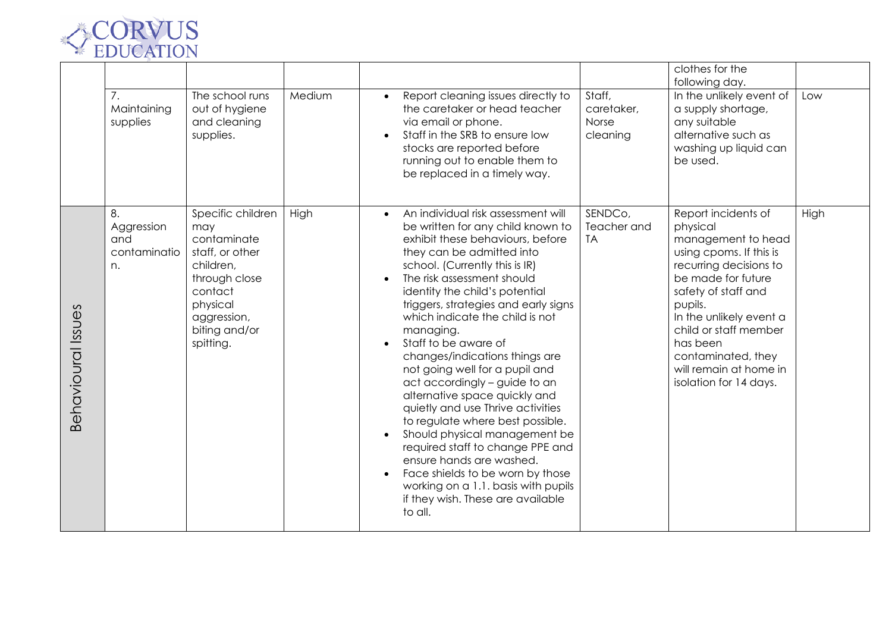| | | | | | | | |
|---|---|---|---|---|---|---|---|
| | | | | | | clothes for the following day. | |
| | 7. Maintaining supplies | The school runs out of hygiene and cleaning supplies. | Medium | • Report cleaning issues directly to the caretaker or head teacher via email or phone.<br>• Staff in the SRB to ensure low stocks are reported before running out to enable them to be replaced in a timely way. | Staff, caretaker, Norse cleaning | In the unlikely event of a supply shortage, any suitable alternative such as washing up liquid can be used. | Low |
| Behavioural Issues | 8. Aggression and contamination. | Specific children may contaminate staff, or other children, through close contact physical aggression, biting and/or spitting. | High | • An individual risk assessment will be written for any child known to exhibit these behaviours, before they can be admitted into school. (Currently this is IR)<br>• The risk assessment should identity the child's potential triggers, strategies and early signs which indicate the child is not managing.<br>• Staff to be aware of changes/indications things are not going well for a pupil and act accordingly – guide to an alternative space quickly and quietly and use Thrive activities to regulate where best possible.<br>• Should physical management be required staff to change PPE and ensure hands are washed.<br>• Face shields to be worn by those working on a 1.1. basis with pupils if they wish. These are available to all. | SENDCo, Teacher and TA | Report incidents of physical management to head using cpoms. If this is recurring decisions to be made for future safety of staff and pupils.<br>In the unlikely event a child or staff member has been contaminated, they will remain at home in isolation for 14 days. | High |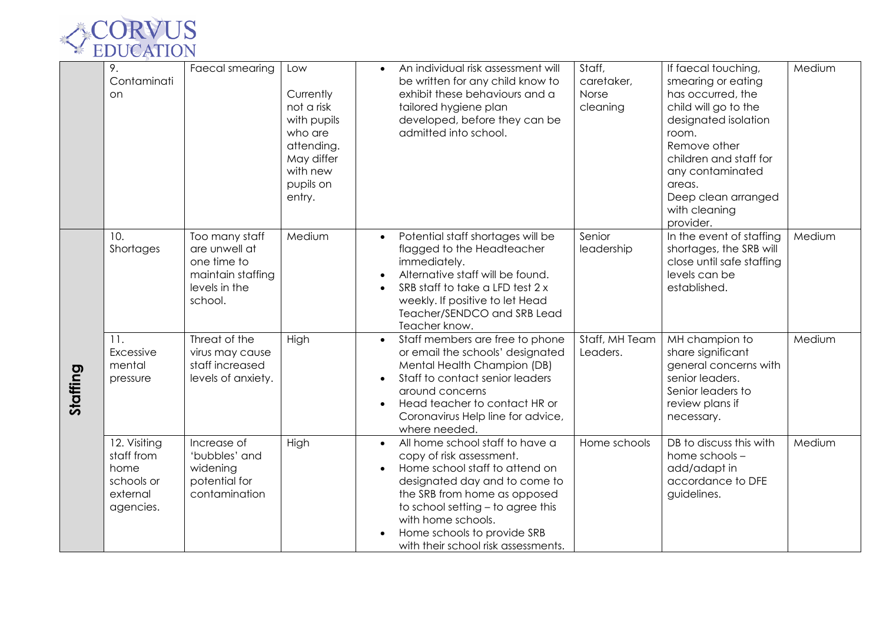| | | | | | | | |
|---|---|---|---|---|---|---|---|
| | 9. Contamination | Faecal smearing | Low<br><br>Currently not a risk with pupils who are attending. May differ with new pupils on entry. | • An individual risk assessment will be written for any child know to exhibit these behaviours and a tailored hygiene plan developed, before they can be admitted into school. | Staff, caretaker, Norse cleaning | If faecal touching, smearing or eating has occurred, the child will go to the designated isolation room.<br>Remove other children and staff for any contaminated areas.<br>Deep clean arranged with cleaning provider. | Medium |
| **Staffing** | 10. Shortages | Too many staff are unwell at one time to maintain staffing levels in the school. | Medium | • Potential staff shortages will be flagged to the Headteacher immediately.<br>• Alternative staff will be found.<br>• SRB staff to take a LFD test 2 x weekly. If positive to let Head Teacher/SENDCO and SRB Lead Teacher know. | Senior leadership | In the event of staffing shortages, the SRB will close until safe staffing levels can be established. | Medium |
| | 11. Excessive mental pressure | Threat of the virus may cause staff increased levels of anxiety. | High | • Staff members are free to phone or email the schools' designated Mental Health Champion (DB)<br>• Staff to contact senior leaders around concerns<br>• Head teacher to contact HR or Coronavirus Help line for advice, where needed. | Staff, MH Team Leaders. | MH champion to share significant general concerns with senior leaders.<br>Senior leaders to review plans if necessary. | Medium |
| | 12. Visiting staff from home schools or external agencies. | Increase of 'bubbles' and widening potential for contamination | High | • All home school staff to have a copy of risk assessment.<br>• Home school staff to attend on designated day and to come to the SRB from home as opposed to school setting – to agree this with home schools.<br>• Home schools to provide SRB with their school risk assessments. | Home schools | DB to discuss this with home schools – add/adapt in accordance to DFE guidelines. | Medium |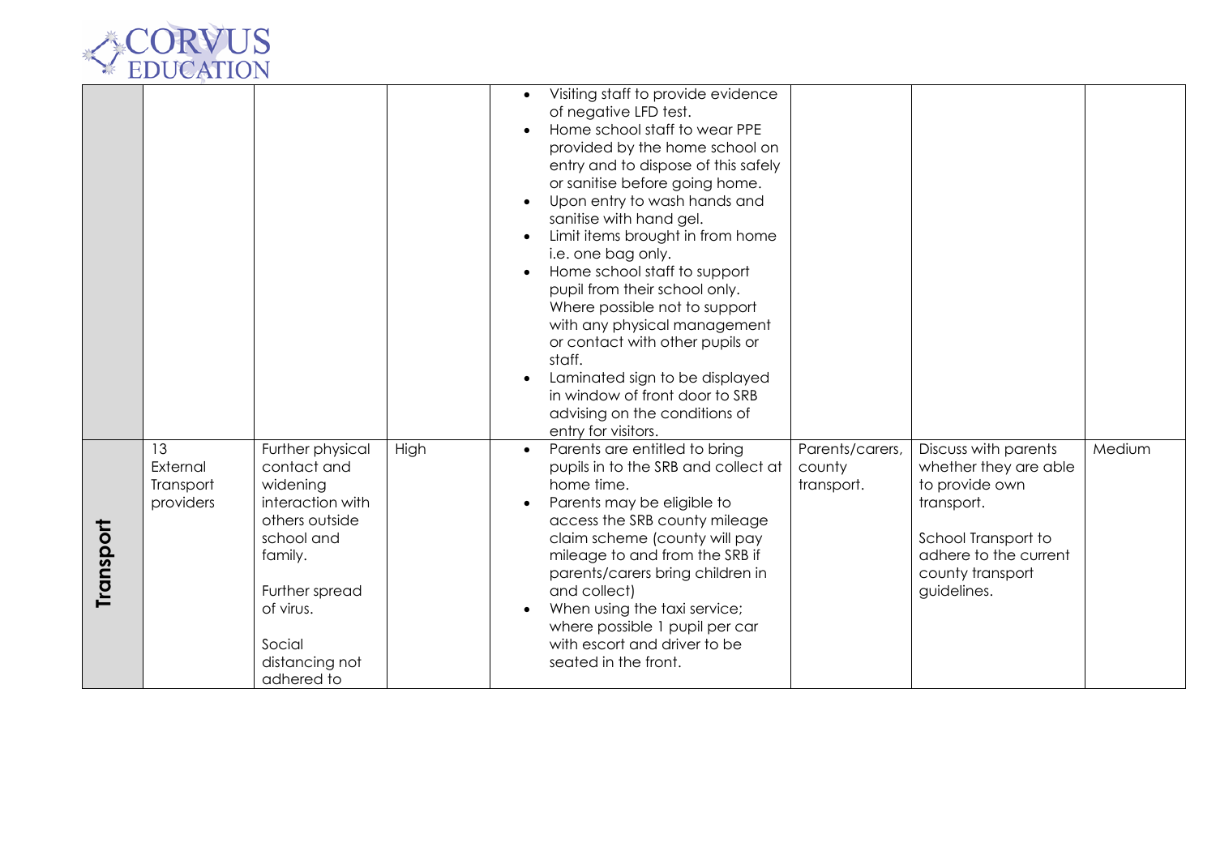| | | | | | | | |
|---|---|---|---|---|---|---|---|
| | | | | • Visiting staff to provide evidence of negative LFD test.<br>• Home school staff to wear PPE provided by the home school on entry and to dispose of this safely or sanitise before going home.<br>• Upon entry to wash hands and sanitise with hand gel.<br>• Limit items brought in from home i.e. one bag only.<br>• Home school staff to support pupil from their school only. Where possible not to support with any physical management or contact with other pupils or staff.<br>• Laminated sign to be displayed in window of front door to SRB advising on the conditions of entry for visitors. | | | |
| **Transport** | 13 External Transport providers | Further physical contact and widening interaction with others outside school and family.<br><br>Further spread of virus.<br><br>Social distancing not adhered to | High | • Parents are entitled to bring pupils in to the SRB and collect at home time.<br>• Parents may be eligible to access the SRB county mileage claim scheme (county will pay mileage to and from the SRB if parents/carers bring children in and collect)<br>• When using the taxi service; where possible 1 pupil per car with escort and driver to be seated in the front. | Parents/carers, county transport. | Discuss with parents whether they are able to provide own transport.<br><br>School Transport to adhere to the current county transport guidelines. | Medium |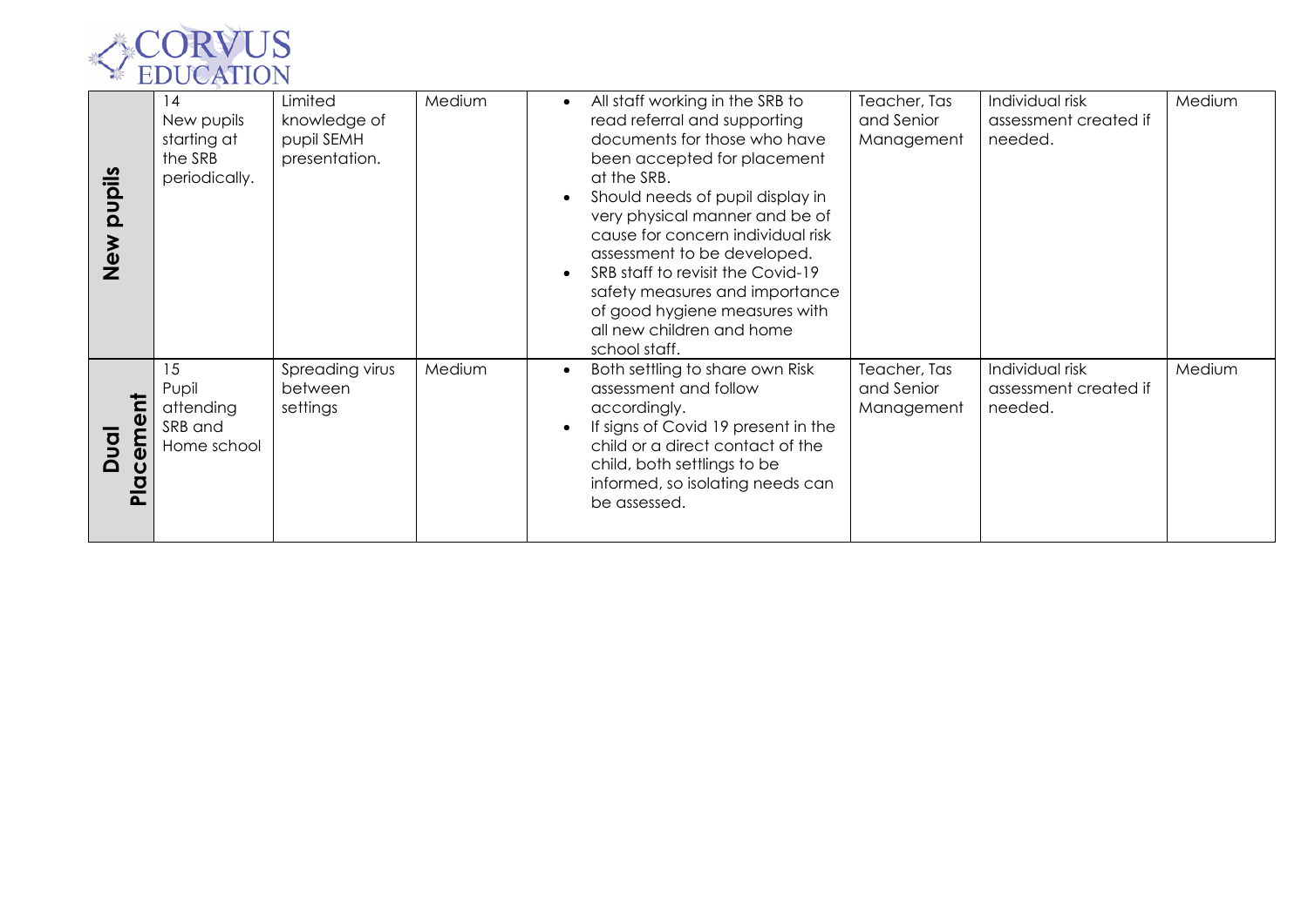| | | | | | | | |
|---|---|---|---|---|---|---|---|
| **New pupils** | 14<br>New pupils starting at the SRB periodically. | Limited knowledge of pupil SEMH presentation. | Medium | • All staff working in the SRB to read referral and supporting documents for those who have been accepted for placement at the SRB.<br>• Should needs of pupil display in very physical manner and be of cause for concern individual risk assessment to be developed.<br>• SRB staff to revisit the Covid-19 safety measures and importance of good hygiene measures with all new children and home school staff. | Teacher, Tas and Senior Management | Individual risk assessment created if needed. | Medium |
| **Dual Placement** | 15<br>Pupil attending SRB and Home school | Spreading virus between settings | Medium | • Both settling to share own Risk assessment and follow accordingly.<br>• If signs of Covid 19 present in the child or a direct contact of the child, both settlings to be informed, so isolating needs can be assessed. | Teacher, Tas and Senior Management | Individual risk assessment created if needed. | Medium |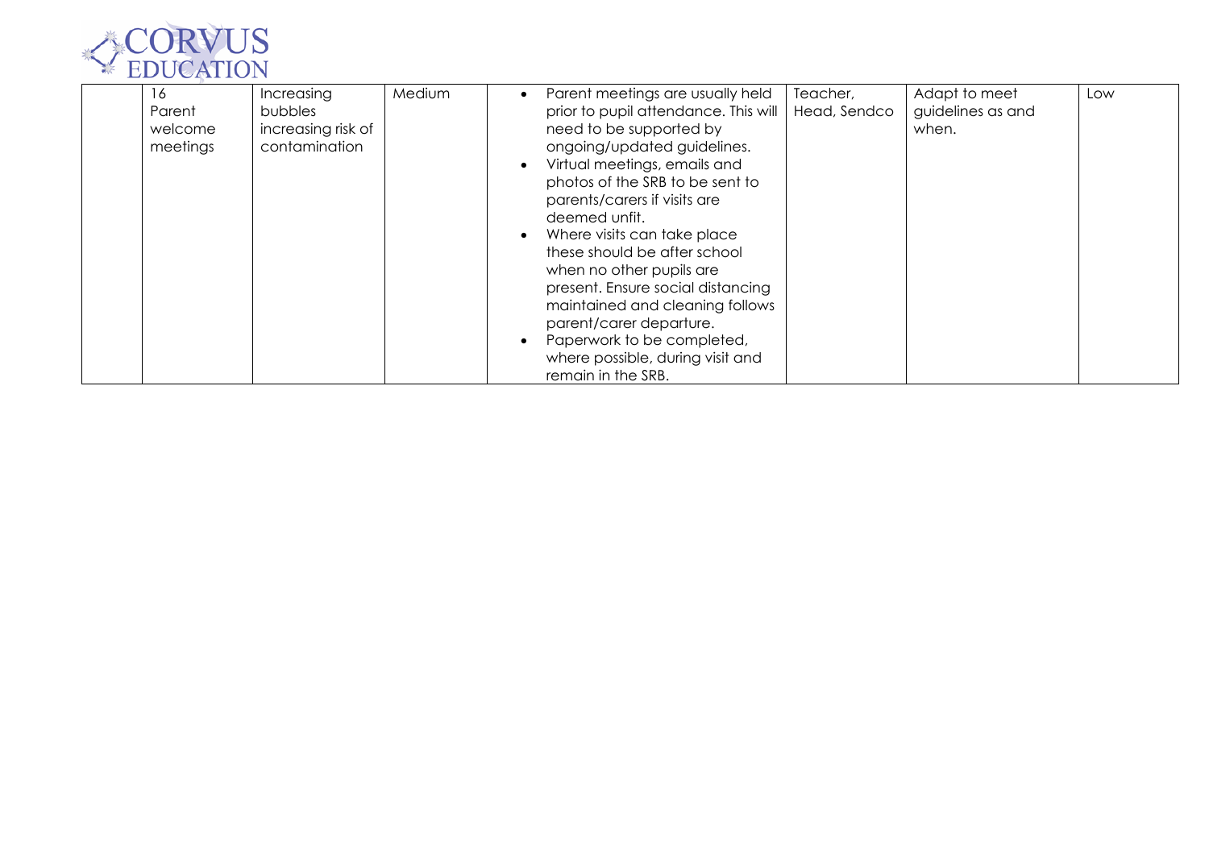| | | | | | | | |
|---|---|---|---|---|---|---|---|
| | 16 Parent welcome meetings | Increasing bubbles increasing risk of contamination | Medium | • Parent meetings are usually held prior to pupil attendance. This will need to be supported by ongoing/updated guidelines.<br>• Virtual meetings, emails and photos of the SRB to be sent to parents/carers if visits are deemed unfit.<br>• Where visits can take place these should be after school when no other pupils are present. Ensure social distancing maintained and cleaning follows parent/carer departure.<br>• Paperwork to be completed, where possible, during visit and remain in the SRB. | Teacher, Head, Sendco | Adapt to meet guidelines as and when. | Low |